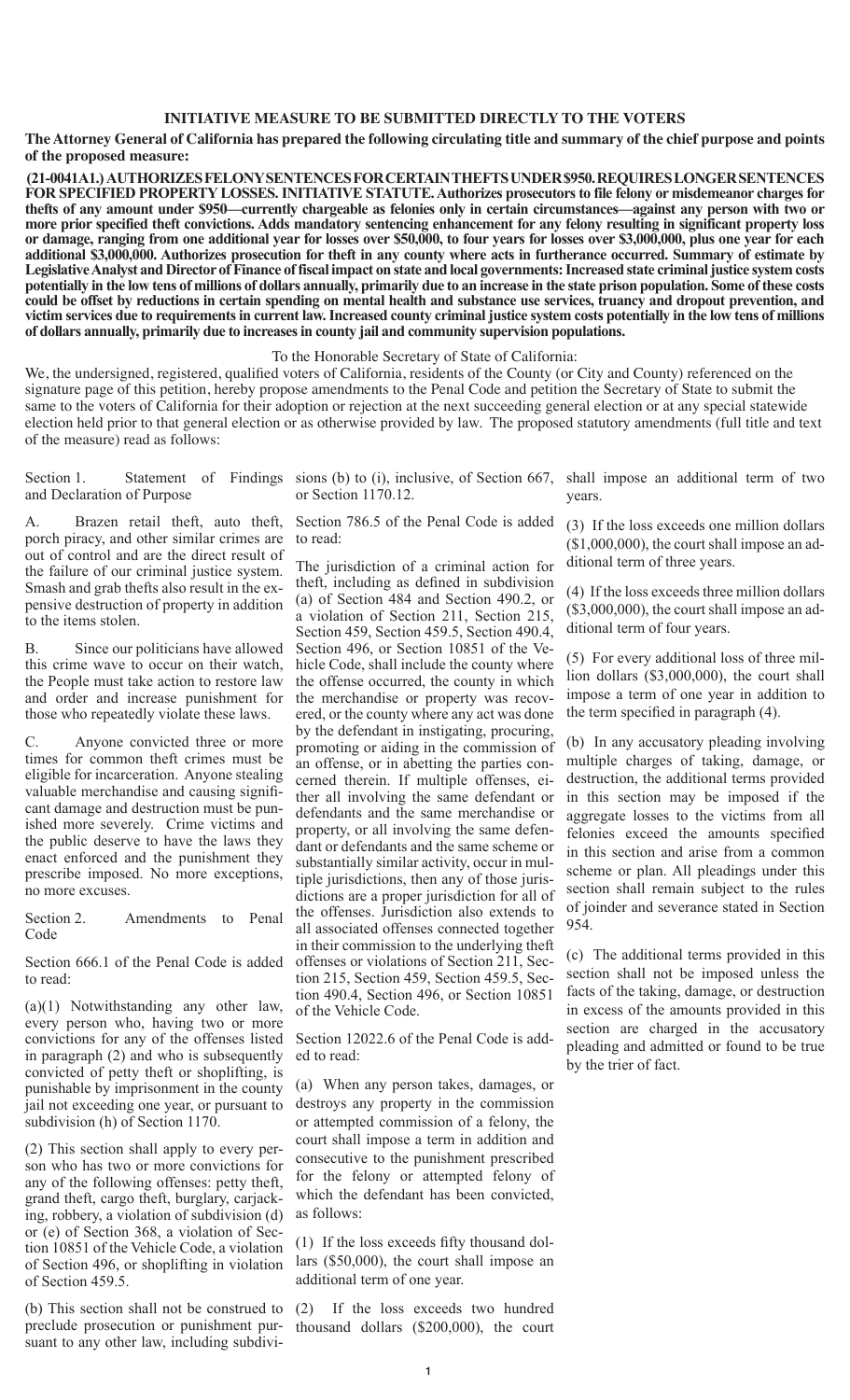## INITIATIVE MEASURE TO BE SUBMITTED DIRECTLY TO THE VOTERS

**The Attorney General of California has prepared the following circulating title and summary of the chief purpose and points of the proposed measure:**

**(21-0041A1.) AUTHORIZES FELONY SENTENCES FOR CERTAIN THEFTS UNDER $950. REQUIRES LONGER SENTENCES FOR SPECIFIED PROPERTY LOSSES. INITIATIVE STATUTE. Authorizes prosecutors to file felony or misdemeanor charges for thefts of any amount under $950—currently chargeable as felonies only in certain circumstances—against any person with two or more prior specified theft convictions. Adds mandatory sentencing enhancement for any felony resulting in significant property loss or damage, ranging from one additional year for losses over $50,000, to four years for losses over $3,000,000, plus one year for each additional $3,000,000. Authorizes prosecution for theft in any county where acts in furtherance occurred. Summary of estimate by Legislative Analyst and Director of Finance of fiscal impact on state and local governments: Increased state criminal justice system costs potentially in the low tens of millions of dollars annually, primarily due to an increase in the state prison population. Some of these costs could be offset by reductions in certain spending on mental health and substance use services, truancy and dropout prevention, and victim services due to requirements in current law. Increased county criminal justice system costs potentially in the low tens of millions of dollars annually, primarily due to increases in county jail and community supervision populations.**

To the Honorable Secretary of State of California:

We, the undersigned, registered, qualified voters of California, residents of the County (or City and County) referenced on the signature page of this petition, hereby propose amendments to the Penal Code and petition the Secretary of State to submit the same to the voters of California for their adoption or rejection at the next succeeding general election or at any special statewide election held prior to that general election or as otherwise provided by law. The proposed statutory amendments (full title and text of the measure) read as follows:

Section 1. Statement of Findings and Declaration of Purpose

A. Brazen retail theft, auto theft, porch piracy, and other similar crimes are out of control and are the direct result of the failure of our criminal justice system. Smash and grab thefts also result in the expensive destruction of property in addition to the items stolen.

B. Since our politicians have allowed this crime wave to occur on their watch, the People must take action to restore law and order and increase punishment for those who repeatedly violate these laws.

C. Anyone convicted three or more times for common theft crimes must be eligible for incarceration. Anyone stealing valuable merchandise and causing significant damage and destruction must be punished more severely. Crime victims and the public deserve to have the laws they enact enforced and the punishment they prescribe imposed. No more exceptions, no more excuses.

Section 2. Amendments to Penal Code

Section 666.1 of the Penal Code is added to read:

(a)(1) Notwithstanding any other law, every person who, having two or more convictions for any of the offenses listed in paragraph (2) and who is subsequently convicted of petty theft or shoplifting, is punishable by imprisonment in the county jail not exceeding one year, or pursuant to subdivision (h) of Section 1170.

(2) This section shall apply to every person who has two or more convictions for any of the following offenses: petty theft, grand theft, cargo theft, burglary, carjacking, robbery, a violation of subdivision (d) or (e) of Section 368, a violation of Section 10851 of the Vehicle Code, a violation of Section 496, or shoplifting in violation of Section 459.5.

(b) This section shall not be construed to preclude prosecution or punishment pursuant to any other law, including subdivisions (b) to (i), inclusive, of Section 667, or Section 1170.12.

Section 786.5 of the Penal Code is added to read:

The jurisdiction of a criminal action for theft, including as defined in subdivision (a) of Section 484 and Section 490.2, or a violation of Section 211, Section 215, Section 459, Section 459.5, Section 490.4, Section 496, or Section 10851 of the Vehicle Code, shall include the county where the offense occurred, the county in which the merchandise or property was recovered, or the county where any act was done by the defendant in instigating, procuring, promoting or aiding in the commission of an offense, or in abetting the parties concerned therein. If multiple offenses, either all involving the same defendant or defendants and the same merchandise or property, or all involving the same defendant or defendants and the same scheme or substantially similar activity, occur in multiple jurisdictions, then any of those jurisdictions are a proper jurisdiction for all of the offenses. Jurisdiction also extends to all associated offenses connected together in their commission to the underlying theft offenses or violations of Section 211, Section 215, Section 459, Section 459.5, Section 490.4, Section 496, or Section 10851 of the Vehicle Code.

Section 12022.6 of the Penal Code is added to read:

(a) When any person takes, damages, or destroys any property in the commission or attempted commission of a felony, the court shall impose a term in addition and consecutive to the punishment prescribed for the felony or attempted felony of which the defendant has been convicted, as follows:

(1) If the loss exceeds fifty thousand dollars ($50,000), the court shall impose an additional term of one year.

(2) If the loss exceeds two hundred thousand dollars ($200,000), the court shall impose an additional term of two years.

(3) If the loss exceeds one million dollars ($1,000,000), the court shall impose an additional term of three years.

(4) If the loss exceeds three million dollars ($3,000,000), the court shall impose an additional term of four years.

(5) For every additional loss of three million dollars ($3,000,000), the court shall impose a term of one year in addition to the term specified in paragraph (4).

(b) In any accusatory pleading involving multiple charges of taking, damage, or destruction, the additional terms provided in this section may be imposed if the aggregate losses to the victims from all felonies exceed the amounts specified in this section and arise from a common scheme or plan. All pleadings under this section shall remain subject to the rules of joinder and severance stated in Section 954.

(c) The additional terms provided in this section shall not be imposed unless the facts of the taking, damage, or destruction in excess of the amounts provided in this section are charged in the accusatory pleading and admitted or found to be true by the trier of fact.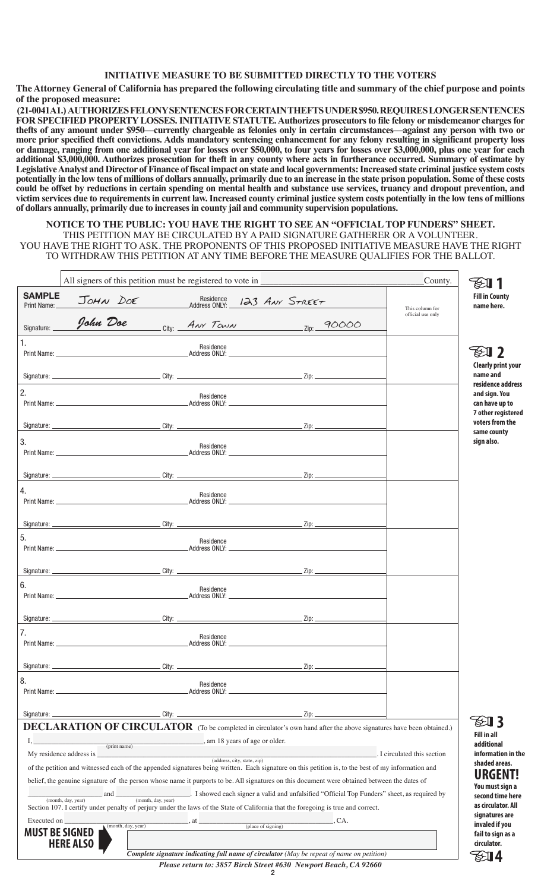### INITIATIVE MEASURE TO BE SUBMITTED DIRECTLY TO THE VOTERS

**The Attorney General of California has prepared the following circulating title and summary of the chief purpose and points of the proposed measure:**

**(21-0041A1.) AUTHORIZES FELONY SENTENCES FOR CERTAIN THEFTS UNDER $950. REQUIRES LONGER SENTENCES FOR SPECIFIED PROPERTY LOSSES. INITIATIVE STATUTE. Authorizes prosecutors to file felony or misdemeanor charges for thefts of any amount under $950—currently chargeable as felonies only in certain circumstances—against any person with two or more prior specified theft convictions. Adds mandatory sentencing enhancement for any felony resulting in significant property loss or damage, ranging from one additional year for losses over $50,000, to four years for losses over $3,000,000, plus one year for each additional $3,000,000. Authorizes prosecution for theft in any county where acts in furtherance occurred. Summary of estimate by Legislative Analyst and Director of Finance of fiscal impact on state and local governments: Increased state criminal justice system costs potentially in the low tens of millions of dollars annually, primarily due to an increase in the state prison population. Some of these costs could be offset by reductions in certain spending on mental health and substance use services, truancy and dropout prevention, and victim services due to requirements in current law. Increased county criminal justice system costs potentially in the low tens of millions of dollars annually, primarily due to increases in county jail and community supervision populations.**

**NOTICE TO THE PUBLIC: YOU HAVE THE RIGHT TO SEE AN "OFFICIAL TOP FUNDERS" SHEET.**
THIS PETITION MAY BE CIRCULATED BY A PAID SIGNATURE GATHERER OR A VOLUNTEER.
YOU HAVE THE RIGHT TO ASK. THE PROPONENTS OF THIS PROPOSED INITIATIVE MEASURE HAVE THE RIGHT TO WITHDRAW THIS PETITION AT ANY TIME BEFORE THE MEASURE QUALIFIES FOR THE BALLOT.

All signers of this petition must be registered to vote in ______________________ County.

| | | |
|---|---|---|
| **SAMPLE** Print Name: JOHN DOE | Residence Address ONLY: 123 ANY STREET | This column for official use only |
| Signature: John Doe | City: ANY TOWN Zip: 90000 | |
| 1. Print Name: | Residence Address ONLY: | |
| Signature: | City: Zip: | |
| 2. Print Name: | Residence Address ONLY: | |
| Signature: | City: Zip: | |
| 3. Print Name: | Residence Address ONLY: | |
| Signature: | City: Zip: | |
| 4. Print Name: | Residence Address ONLY: | |
| Signature: | City: Zip: | |
| 5. Print Name: | Residence Address ONLY: | |
| Signature: | City: Zip: | |
| 6. Print Name: | Residence Address ONLY: | |
| Signature: | City: Zip: | |
| 7. Print Name: | Residence Address ONLY: | |
| Signature: | City: Zip: | |
| 8. Print Name: | Residence Address ONLY: | |
| Signature: | City: Zip: | |

**1** Fill in County name here.

**2** Clearly print your name and residence address and sign. You can have up to 7 other registered voters from the same county sign also.

**DECLARATION OF CIRCULATOR** (To be completed in circulator's own hand after the above signatures have been obtained.)

I, ______________________ (print name), am 18 years of age or older.

My residence address is ______________________ (address, city, state, zip). I circulated this section of the petition and witnessed each of the appended signatures being written. Each signature on this petition is, to the best of my information and belief, the genuine signature of the person whose name it purports to be. All signatures on this document were obtained between the dates of ____________ (month, day, year) and ____________ (month, day, year). I showed each signer a valid and unfalsified "Official Top Funders" sheet, as required by Section 107. I certify under penalty of perjury under the laws of the State of California that the foregoing is true and correct.

Executed on ____________ (month, day, year), at ______________________ (place of signing), CA.

**MUST BE SIGNED HERE ALSO**

*Complete signature indicating full name of circulator (May be repeat of name on petition)*

**3** Fill in all additional information in the shaded areas.

**URGENT!** You must sign a second time here as circulator. All signatures are invaled if you fail to sign as a circulator.

**4**

***Please return to: 3857 Birch Street #630 Newport Beach, CA 92660***